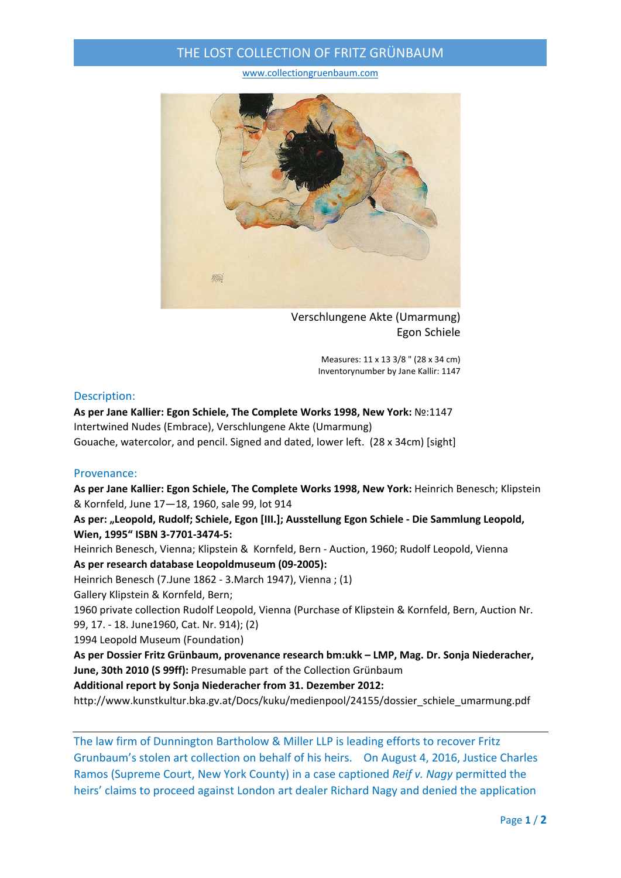# THE LOST COLLECTION OF FRITZ GRÜNBAUM

www.collectiongruenbaum.com

Verschlungene Akte (Umarmung)
Egon Schiele

Measures: 11 x 13 3/8 " (28 x 34 cm)
Inventorynumber by Jane Kallir: 1147

## Description:

**As per Jane Kallier: Egon Schiele, The Complete Works 1998, New York:** №:1147
Intertwined Nudes (Embrace), Verschlungene Akte (Umarmung)
Gouache, watercolor, and pencil. Signed and dated, lower left. (28 x 34cm) [sight]

## Provenance:

**As per Jane Kallier: Egon Schiele, The Complete Works 1998, New York:** Heinrich Benesch; Klipstein & Kornfeld, June 17—18, 1960, sale 99, lot 914

**As per: „Leopold, Rudolf; Schiele, Egon [Ill.]; Ausstellung Egon Schiele - Die Sammlung Leopold, Wien, 1995" ISBN 3-7701-3474-5:**
Heinrich Benesch, Vienna; Klipstein & Kornfeld, Bern - Auction, 1960; Rudolf Leopold, Vienna

**As per research database Leopoldmuseum (09-2005):**
Heinrich Benesch (7.June 1862 - 3.March 1947), Vienna ; (1)
Gallery Klipstein & Kornfeld, Bern;
1960 private collection Rudolf Leopold, Vienna (Purchase of Klipstein & Kornfeld, Bern, Auction Nr. 99, 17. - 18. June1960, Cat. Nr. 914); (2)
1994 Leopold Museum (Foundation)

**As per Dossier Fritz Grünbaum, provenance research bm:ukk – LMP, Mag. Dr. Sonja Niederacher, June, 30th 2010 (S 99ff):** Presumable part of the Collection Grünbaum

**Additional report by Sonja Niederacher from 31. Dezember 2012:**
http://www.kunstkultur.bka.gv.at/Docs/kuku/medienpool/24155/dossier_schiele_umarmung.pdf

---

The law firm of Dunnington Bartholow & Miller LLP is leading efforts to recover Fritz Grunbaum's stolen art collection on behalf of his heirs. On August 4, 2016, Justice Charles Ramos (Supreme Court, New York County) in a case captioned *Reif v. Nagy* permitted the heirs' claims to proceed against London art dealer Richard Nagy and denied the application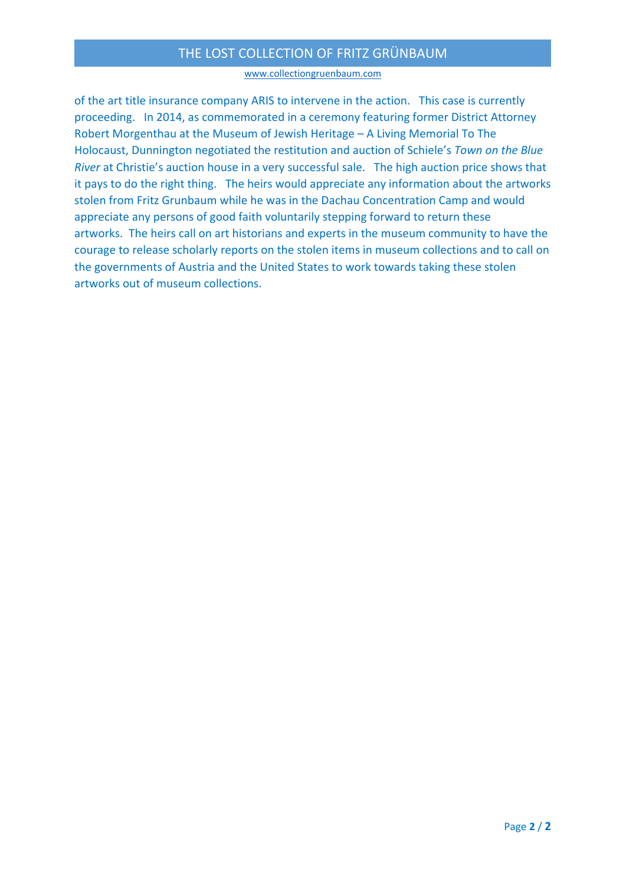of the art title insurance company ARIS to intervene in the action. This case is currently proceeding. In 2014, as commemorated in a ceremony featuring former District Attorney Robert Morgenthau at the Museum of Jewish Heritage – A Living Memorial To The Holocaust, Dunnington negotiated the restitution and auction of Schiele's *Town on the Blue River* at Christie's auction house in a very successful sale. The high auction price shows that it pays to do the right thing. The heirs would appreciate any information about the artworks stolen from Fritz Grunbaum while he was in the Dachau Concentration Camp and would appreciate any persons of good faith voluntarily stepping forward to return these artworks. The heirs call on art historians and experts in the museum community to have the courage to release scholarly reports on the stolen items in museum collections and to call on the governments of Austria and the United States to work towards taking these stolen artworks out of museum collections.